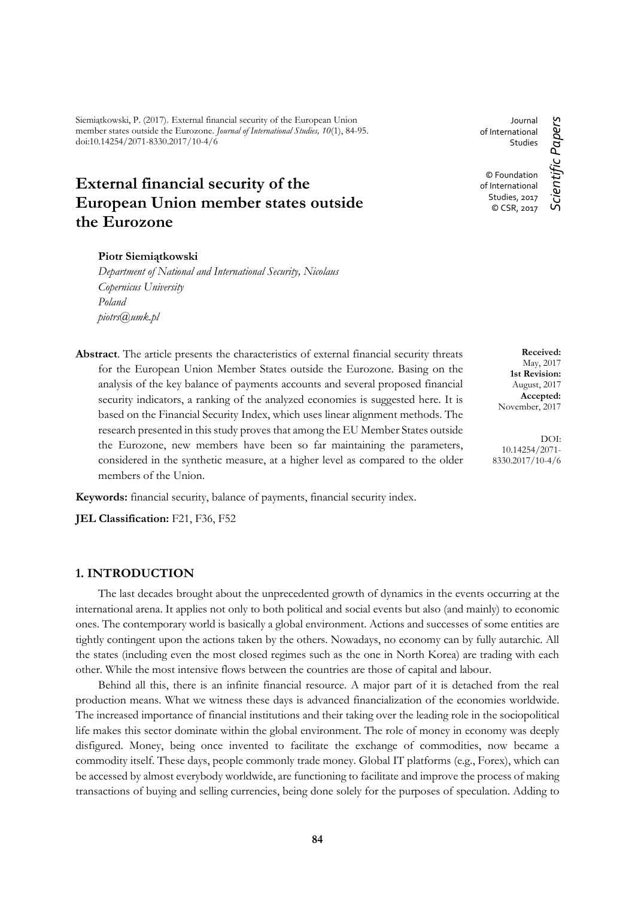Siemiątkowski, P. (2017). External financial security of the European Union member states outside the Eurozone. *Journal of International Studies, 10*(1), 84-95. doi:10.14254/2071-8330.2017/10-4/6

Journal of International Studies

© Foundation of International Studies, 2017
© CSR, 2017

*Scientific Papers*

# External financial security of the European Union member states outside the Eurozone

**Piotr Siemiątkowski**
*Department of National and International Security, Nicolaus Copernicus University*
*Poland*
*piotrs@umk.pl*

**Abstract**. The article presents the characteristics of external financial security threats for the European Union Member States outside the Eurozone. Basing on the analysis of the key balance of payments accounts and several proposed financial security indicators, a ranking of the analyzed economies is suggested here. It is based on the Financial Security Index, which uses linear alignment methods. The research presented in this study proves that among the EU Member States outside the Eurozone, new members have been so far maintaining the parameters, considered in the synthetic measure, at a higher level as compared to the older members of the Union.

**Received:** May, 2017
**1st Revision:** August, 2017
**Accepted:** November, 2017

DOI: 10.14254/2071-8330.2017/10-4/6

**Keywords:** financial security, balance of payments, financial security index.

**JEL Classification:** F21, F36, F52

## 1. INTRODUCTION

The last decades brought about the unprecedented growth of dynamics in the events occurring at the international arena. It applies not only to both political and social events but also (and mainly) to economic ones. The contemporary world is basically a global environment. Actions and successes of some entities are tightly contingent upon the actions taken by the others. Nowadays, no economy can by fully autarchic. All the states (including even the most closed regimes such as the one in North Korea) are trading with each other. While the most intensive flows between the countries are those of capital and labour.

Behind all this, there is an infinite financial resource. A major part of it is detached from the real production means. What we witness these days is advanced financialization of the economies worldwide. The increased importance of financial institutions and their taking over the leading role in the sociopolitical life makes this sector dominate within the global environment. The role of money in economy was deeply disfigured. Money, being once invented to facilitate the exchange of commodities, now became a commodity itself. These days, people commonly trade money. Global IT platforms (e.g., Forex), which can be accessed by almost everybody worldwide, are functioning to facilitate and improve the process of making transactions of buying and selling currencies, being done solely for the purposes of speculation. Adding to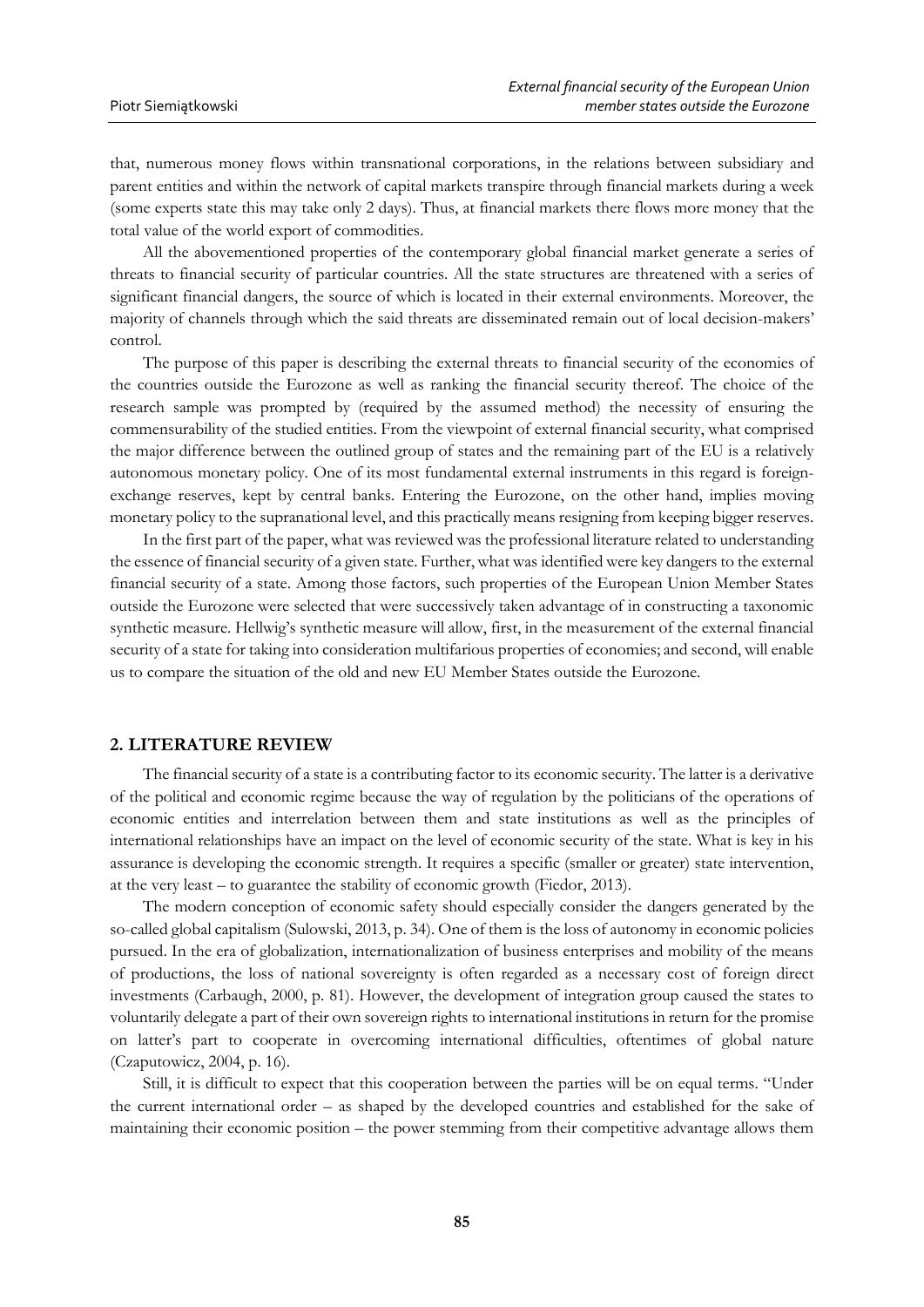that, numerous money flows within transnational corporations, in the relations between subsidiary and parent entities and within the network of capital markets transpire through financial markets during a week (some experts state this may take only 2 days). Thus, at financial markets there flows more money that the total value of the world export of commodities.

All the abovementioned properties of the contemporary global financial market generate a series of threats to financial security of particular countries. All the state structures are threatened with a series of significant financial dangers, the source of which is located in their external environments. Moreover, the majority of channels through which the said threats are disseminated remain out of local decision-makers' control.

The purpose of this paper is describing the external threats to financial security of the economies of the countries outside the Eurozone as well as ranking the financial security thereof. The choice of the research sample was prompted by (required by the assumed method) the necessity of ensuring the commensurability of the studied entities. From the viewpoint of external financial security, what comprised the major difference between the outlined group of states and the remaining part of the EU is a relatively autonomous monetary policy. One of its most fundamental external instruments in this regard is foreign-exchange reserves, kept by central banks. Entering the Eurozone, on the other hand, implies moving monetary policy to the supranational level, and this practically means resigning from keeping bigger reserves.

In the first part of the paper, what was reviewed was the professional literature related to understanding the essence of financial security of a given state. Further, what was identified were key dangers to the external financial security of a state. Among those factors, such properties of the European Union Member States outside the Eurozone were selected that were successively taken advantage of in constructing a taxonomic synthetic measure. Hellwig's synthetic measure will allow, first, in the measurement of the external financial security of a state for taking into consideration multifarious properties of economies; and second, will enable us to compare the situation of the old and new EU Member States outside the Eurozone.

## 2. LITERATURE REVIEW

The financial security of a state is a contributing factor to its economic security. The latter is a derivative of the political and economic regime because the way of regulation by the politicians of the operations of economic entities and interrelation between them and state institutions as well as the principles of international relationships have an impact on the level of economic security of the state. What is key in his assurance is developing the economic strength. It requires a specific (smaller or greater) state intervention, at the very least – to guarantee the stability of economic growth (Fiedor, 2013).

The modern conception of economic safety should especially consider the dangers generated by the so-called global capitalism (Sulowski, 2013, p. 34). One of them is the loss of autonomy in economic policies pursued. In the era of globalization, internationalization of business enterprises and mobility of the means of productions, the loss of national sovereignty is often regarded as a necessary cost of foreign direct investments (Carbaugh, 2000, p. 81). However, the development of integration group caused the states to voluntarily delegate a part of their own sovereign rights to international institutions in return for the promise on latter's part to cooperate in overcoming international difficulties, oftentimes of global nature (Czaputowicz, 2004, p. 16).

Still, it is difficult to expect that this cooperation between the parties will be on equal terms. "Under the current international order – as shaped by the developed countries and established for the sake of maintaining their economic position – the power stemming from their competitive advantage allows them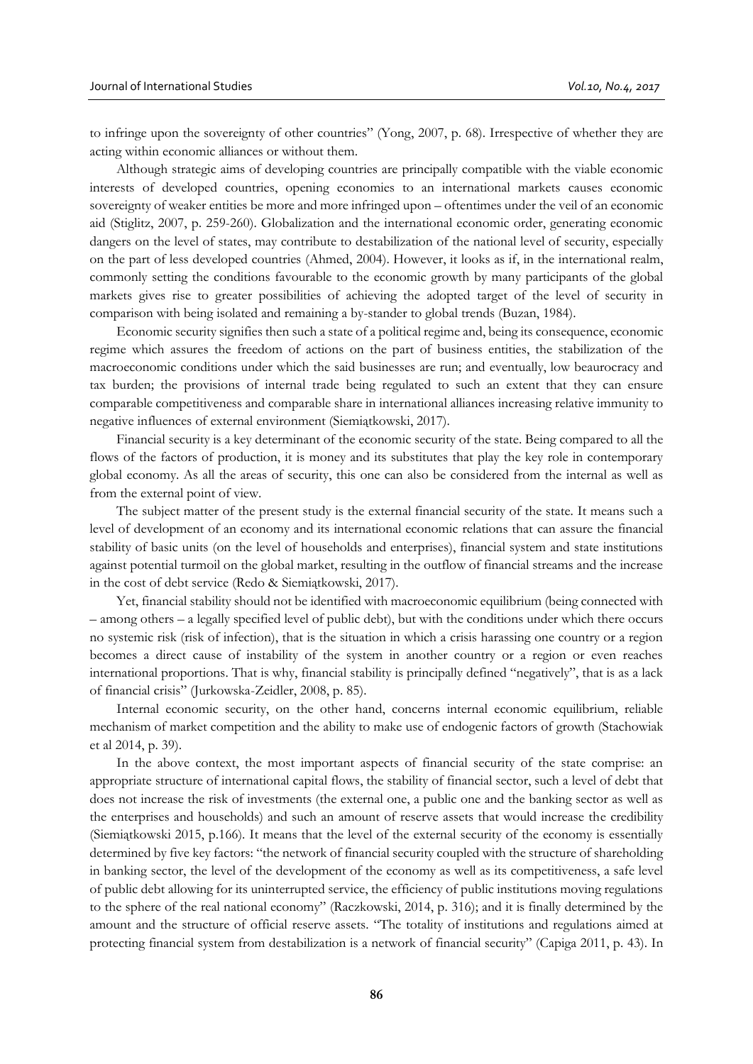to infringe upon the sovereignty of other countries" (Yong, 2007, p. 68). Irrespective of whether they are acting within economic alliances or without them.

Although strategic aims of developing countries are principally compatible with the viable economic interests of developed countries, opening economies to an international markets causes economic sovereignty of weaker entities be more and more infringed upon – oftentimes under the veil of an economic aid (Stiglitz, 2007, p. 259-260). Globalization and the international economic order, generating economic dangers on the level of states, may contribute to destabilization of the national level of security, especially on the part of less developed countries (Ahmed, 2004). However, it looks as if, in the international realm, commonly setting the conditions favourable to the economic growth by many participants of the global markets gives rise to greater possibilities of achieving the adopted target of the level of security in comparison with being isolated and remaining a by-stander to global trends (Buzan, 1984).

Economic security signifies then such a state of a political regime and, being its consequence, economic regime which assures the freedom of actions on the part of business entities, the stabilization of the macroeconomic conditions under which the said businesses are run; and eventually, low beaurocracy and tax burden; the provisions of internal trade being regulated to such an extent that they can ensure comparable competitiveness and comparable share in international alliances increasing relative immunity to negative influences of external environment (Siemiątkowski, 2017).

Financial security is a key determinant of the economic security of the state. Being compared to all the flows of the factors of production, it is money and its substitutes that play the key role in contemporary global economy. As all the areas of security, this one can also be considered from the internal as well as from the external point of view.

The subject matter of the present study is the external financial security of the state. It means such a level of development of an economy and its international economic relations that can assure the financial stability of basic units (on the level of households and enterprises), financial system and state institutions against potential turmoil on the global market, resulting in the outflow of financial streams and the increase in the cost of debt service (Redo & Siemiątkowski, 2017).

Yet, financial stability should not be identified with macroeconomic equilibrium (being connected with – among others – a legally specified level of public debt), but with the conditions under which there occurs no systemic risk (risk of infection), that is the situation in which a crisis harassing one country or a region becomes a direct cause of instability of the system in another country or a region or even reaches international proportions. That is why, financial stability is principally defined "negatively", that is as a lack of financial crisis" (Jurkowska-Zeidler, 2008, p. 85).

Internal economic security, on the other hand, concerns internal economic equilibrium, reliable mechanism of market competition and the ability to make use of endogenic factors of growth (Stachowiak et al 2014, p. 39).

In the above context, the most important aspects of financial security of the state comprise: an appropriate structure of international capital flows, the stability of financial sector, such a level of debt that does not increase the risk of investments (the external one, a public one and the banking sector as well as the enterprises and households) and such an amount of reserve assets that would increase the credibility (Siemiątkowski 2015, p.166). It means that the level of the external security of the economy is essentially determined by five key factors: "the network of financial security coupled with the structure of shareholding in banking sector, the level of the development of the economy as well as its competitiveness, a safe level of public debt allowing for its uninterrupted service, the efficiency of public institutions moving regulations to the sphere of the real national economy" (Raczkowski, 2014, p. 316); and it is finally determined by the amount and the structure of official reserve assets. "The totality of institutions and regulations aimed at protecting financial system from destabilization is a network of financial security" (Capiga 2011, p. 43). In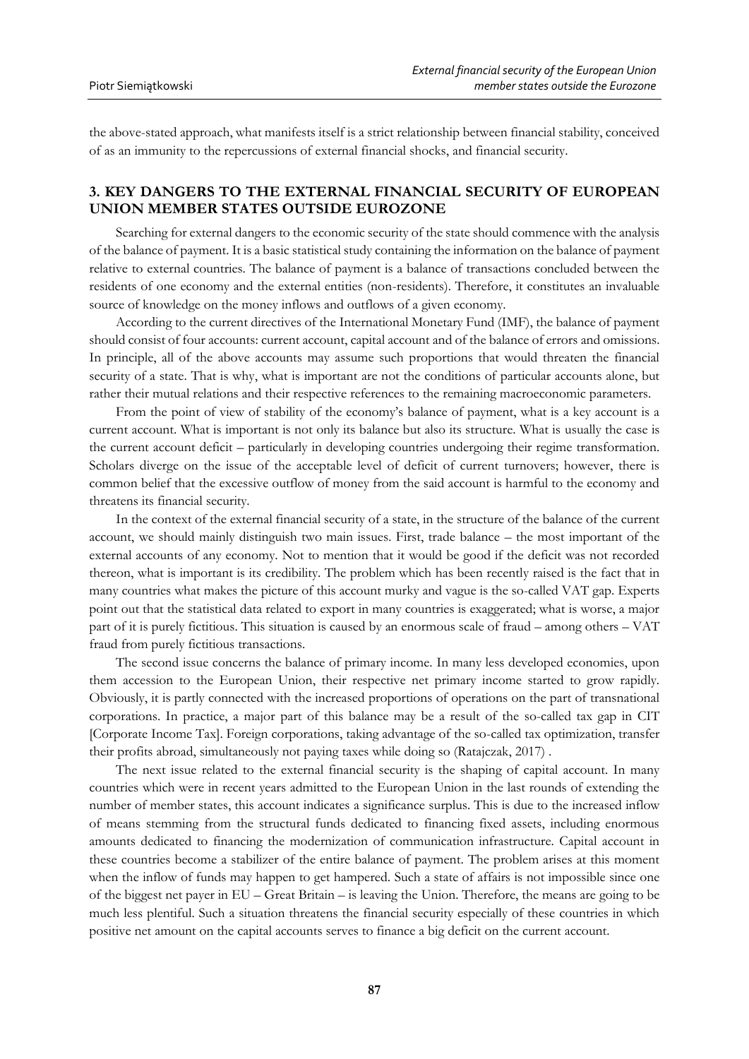the above-stated approach, what manifests itself is a strict relationship between financial stability, conceived of as an immunity to the repercussions of external financial shocks, and financial security.

## 3. KEY DANGERS TO THE EXTERNAL FINANCIAL SECURITY OF EUROPEAN UNION MEMBER STATES OUTSIDE EUROZONE

Searching for external dangers to the economic security of the state should commence with the analysis of the balance of payment. It is a basic statistical study containing the information on the balance of payment relative to external countries. The balance of payment is a balance of transactions concluded between the residents of one economy and the external entities (non-residents). Therefore, it constitutes an invaluable source of knowledge on the money inflows and outflows of a given economy.

According to the current directives of the International Monetary Fund (IMF), the balance of payment should consist of four accounts: current account, capital account and of the balance of errors and omissions. In principle, all of the above accounts may assume such proportions that would threaten the financial security of a state. That is why, what is important are not the conditions of particular accounts alone, but rather their mutual relations and their respective references to the remaining macroeconomic parameters.

From the point of view of stability of the economy's balance of payment, what is a key account is a current account. What is important is not only its balance but also its structure. What is usually the case is the current account deficit – particularly in developing countries undergoing their regime transformation. Scholars diverge on the issue of the acceptable level of deficit of current turnovers; however, there is common belief that the excessive outflow of money from the said account is harmful to the economy and threatens its financial security.

In the context of the external financial security of a state, in the structure of the balance of the current account, we should mainly distinguish two main issues. First, trade balance – the most important of the external accounts of any economy. Not to mention that it would be good if the deficit was not recorded thereon, what is important is its credibility. The problem which has been recently raised is the fact that in many countries what makes the picture of this account murky and vague is the so-called VAT gap. Experts point out that the statistical data related to export in many countries is exaggerated; what is worse, a major part of it is purely fictitious. This situation is caused by an enormous scale of fraud – among others – VAT fraud from purely fictitious transactions.

The second issue concerns the balance of primary income. In many less developed economies, upon them accession to the European Union, their respective net primary income started to grow rapidly. Obviously, it is partly connected with the increased proportions of operations on the part of transnational corporations. In practice, a major part of this balance may be a result of the so-called tax gap in CIT [Corporate Income Tax]. Foreign corporations, taking advantage of the so-called tax optimization, transfer their profits abroad, simultaneously not paying taxes while doing so (Ratajczak, 2017) .

The next issue related to the external financial security is the shaping of capital account. In many countries which were in recent years admitted to the European Union in the last rounds of extending the number of member states, this account indicates a significance surplus. This is due to the increased inflow of means stemming from the structural funds dedicated to financing fixed assets, including enormous amounts dedicated to financing the modernization of communication infrastructure. Capital account in these countries become a stabilizer of the entire balance of payment. The problem arises at this moment when the inflow of funds may happen to get hampered. Such a state of affairs is not impossible since one of the biggest net payer in EU – Great Britain – is leaving the Union. Therefore, the means are going to be much less plentiful. Such a situation threatens the financial security especially of these countries in which positive net amount on the capital accounts serves to finance a big deficit on the current account.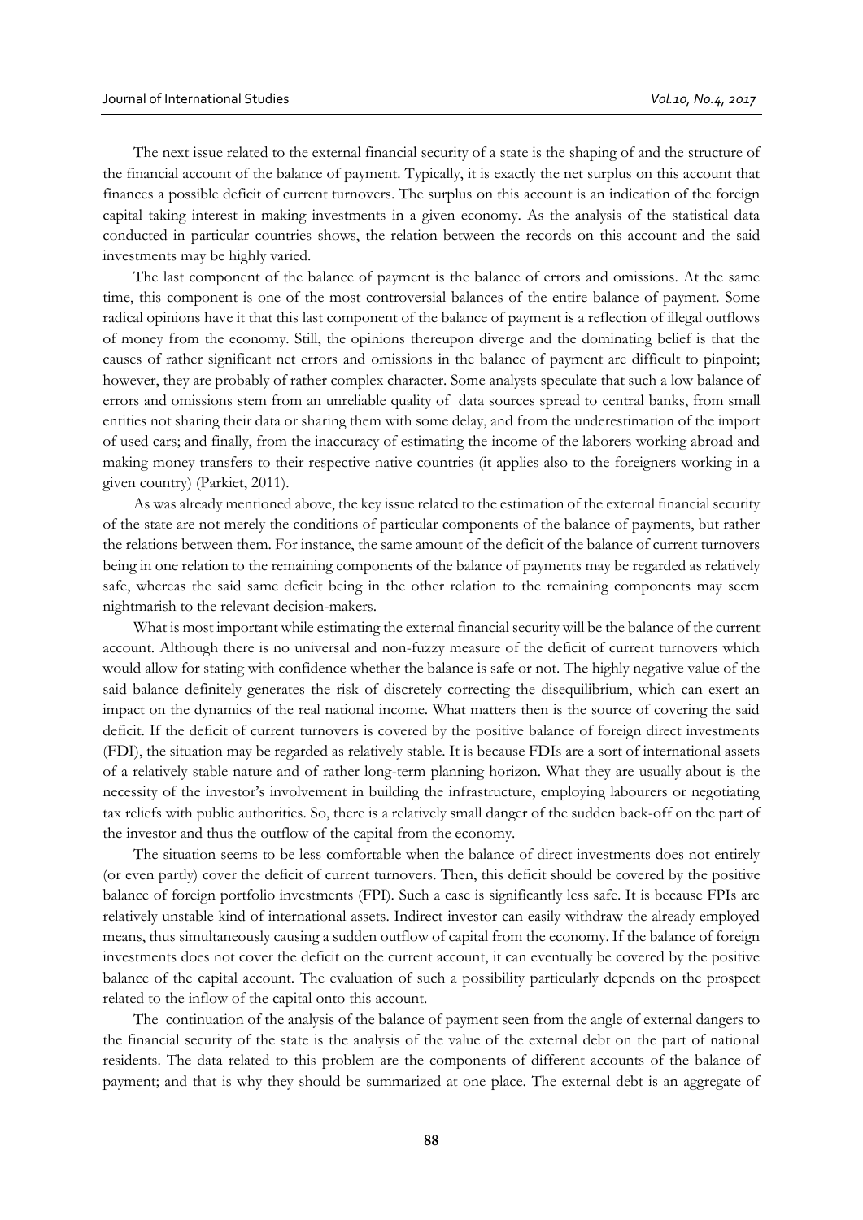The next issue related to the external financial security of a state is the shaping of and the structure of the financial account of the balance of payment. Typically, it is exactly the net surplus on this account that finances a possible deficit of current turnovers. The surplus on this account is an indication of the foreign capital taking interest in making investments in a given economy. As the analysis of the statistical data conducted in particular countries shows, the relation between the records on this account and the said investments may be highly varied.

The last component of the balance of payment is the balance of errors and omissions. At the same time, this component is one of the most controversial balances of the entire balance of payment. Some radical opinions have it that this last component of the balance of payment is a reflection of illegal outflows of money from the economy. Still, the opinions thereupon diverge and the dominating belief is that the causes of rather significant net errors and omissions in the balance of payment are difficult to pinpoint; however, they are probably of rather complex character. Some analysts speculate that such a low balance of errors and omissions stem from an unreliable quality of data sources spread to central banks, from small entities not sharing their data or sharing them with some delay, and from the underestimation of the import of used cars; and finally, from the inaccuracy of estimating the income of the laborers working abroad and making money transfers to their respective native countries (it applies also to the foreigners working in a given country) (Parkiet, 2011).

As was already mentioned above, the key issue related to the estimation of the external financial security of the state are not merely the conditions of particular components of the balance of payments, but rather the relations between them. For instance, the same amount of the deficit of the balance of current turnovers being in one relation to the remaining components of the balance of payments may be regarded as relatively safe, whereas the said same deficit being in the other relation to the remaining components may seem nightmarish to the relevant decision-makers.

What is most important while estimating the external financial security will be the balance of the current account. Although there is no universal and non-fuzzy measure of the deficit of current turnovers which would allow for stating with confidence whether the balance is safe or not. The highly negative value of the said balance definitely generates the risk of discretely correcting the disequilibrium, which can exert an impact on the dynamics of the real national income. What matters then is the source of covering the said deficit. If the deficit of current turnovers is covered by the positive balance of foreign direct investments (FDI), the situation may be regarded as relatively stable. It is because FDIs are a sort of international assets of a relatively stable nature and of rather long-term planning horizon. What they are usually about is the necessity of the investor's involvement in building the infrastructure, employing labourers or negotiating tax reliefs with public authorities. So, there is a relatively small danger of the sudden back-off on the part of the investor and thus the outflow of the capital from the economy.

The situation seems to be less comfortable when the balance of direct investments does not entirely (or even partly) cover the deficit of current turnovers. Then, this deficit should be covered by the positive balance of foreign portfolio investments (FPI). Such a case is significantly less safe. It is because FPIs are relatively unstable kind of international assets. Indirect investor can easily withdraw the already employed means, thus simultaneously causing a sudden outflow of capital from the economy. If the balance of foreign investments does not cover the deficit on the current account, it can eventually be covered by the positive balance of the capital account. The evaluation of such a possibility particularly depends on the prospect related to the inflow of the capital onto this account.

The continuation of the analysis of the balance of payment seen from the angle of external dangers to the financial security of the state is the analysis of the value of the external debt on the part of national residents. The data related to this problem are the components of different accounts of the balance of payment; and that is why they should be summarized at one place. The external debt is an aggregate of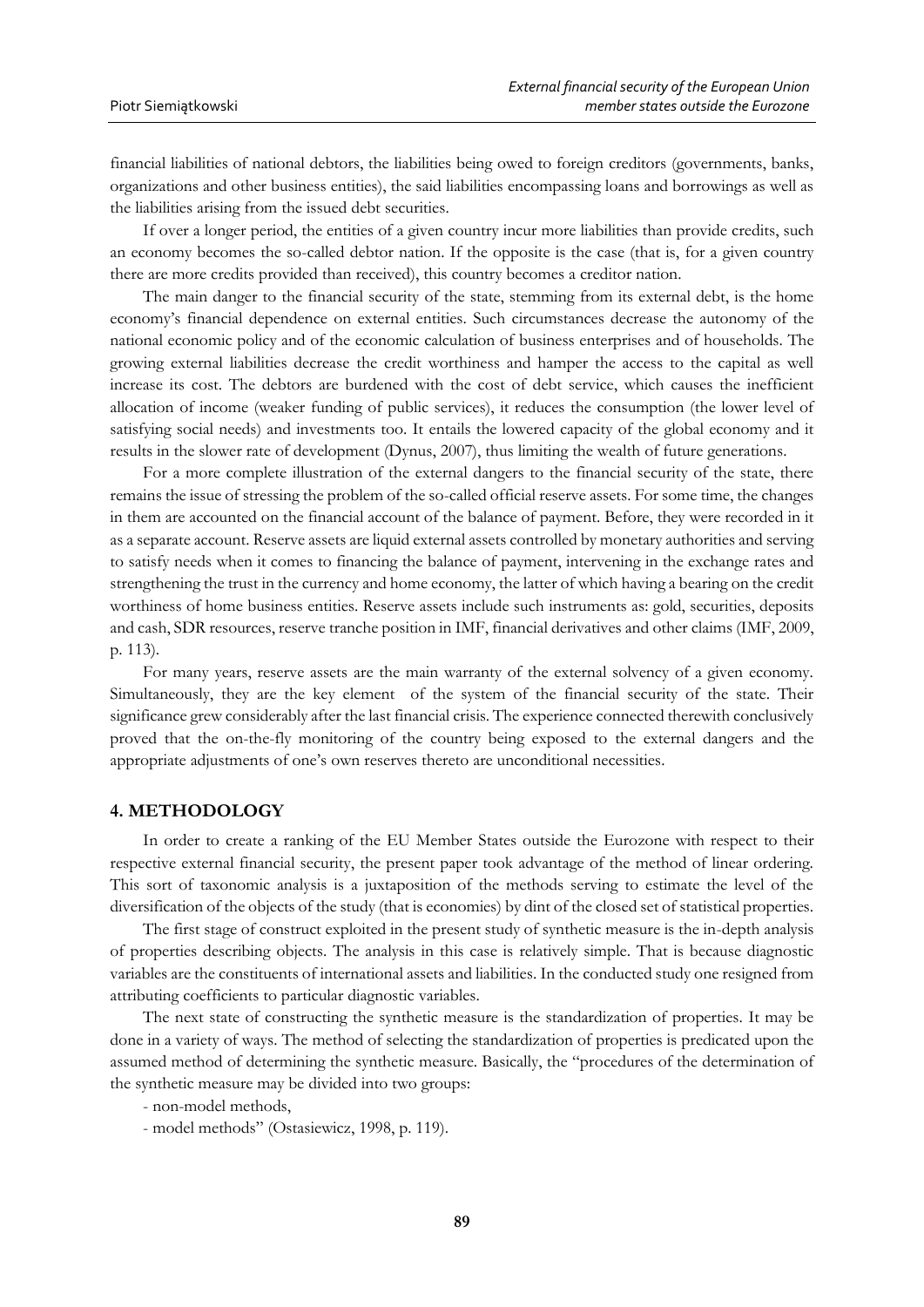financial liabilities of national debtors, the liabilities being owed to foreign creditors (governments, banks, organizations and other business entities), the said liabilities encompassing loans and borrowings as well as the liabilities arising from the issued debt securities.

If over a longer period, the entities of a given country incur more liabilities than provide credits, such an economy becomes the so-called debtor nation. If the opposite is the case (that is, for a given country there are more credits provided than received), this country becomes a creditor nation.

The main danger to the financial security of the state, stemming from its external debt, is the home economy's financial dependence on external entities. Such circumstances decrease the autonomy of the national economic policy and of the economic calculation of business enterprises and of households. The growing external liabilities decrease the credit worthiness and hamper the access to the capital as well increase its cost. The debtors are burdened with the cost of debt service, which causes the inefficient allocation of income (weaker funding of public services), it reduces the consumption (the lower level of satisfying social needs) and investments too. It entails the lowered capacity of the global economy and it results in the slower rate of development (Dynus, 2007), thus limiting the wealth of future generations.

For a more complete illustration of the external dangers to the financial security of the state, there remains the issue of stressing the problem of the so-called official reserve assets. For some time, the changes in them are accounted on the financial account of the balance of payment. Before, they were recorded in it as a separate account. Reserve assets are liquid external assets controlled by monetary authorities and serving to satisfy needs when it comes to financing the balance of payment, intervening in the exchange rates and strengthening the trust in the currency and home economy, the latter of which having a bearing on the credit worthiness of home business entities. Reserve assets include such instruments as: gold, securities, deposits and cash, SDR resources, reserve tranche position in IMF, financial derivatives and other claims (IMF, 2009, p. 113).

For many years, reserve assets are the main warranty of the external solvency of a given economy. Simultaneously, they are the key element of the system of the financial security of the state. Their significance grew considerably after the last financial crisis. The experience connected therewith conclusively proved that the on-the-fly monitoring of the country being exposed to the external dangers and the appropriate adjustments of one's own reserves thereto are unconditional necessities.

## 4. METHODOLOGY

In order to create a ranking of the EU Member States outside the Eurozone with respect to their respective external financial security, the present paper took advantage of the method of linear ordering. This sort of taxonomic analysis is a juxtaposition of the methods serving to estimate the level of the diversification of the objects of the study (that is economies) by dint of the closed set of statistical properties.

The first stage of construct exploited in the present study of synthetic measure is the in-depth analysis of properties describing objects. The analysis in this case is relatively simple. That is because diagnostic variables are the constituents of international assets and liabilities. In the conducted study one resigned from attributing coefficients to particular diagnostic variables.

The next state of constructing the synthetic measure is the standardization of properties. It may be done in a variety of ways. The method of selecting the standardization of properties is predicated upon the assumed method of determining the synthetic measure. Basically, the "procedures of the determination of the synthetic measure may be divided into two groups:

- non-model methods,
- model methods" (Ostasiewicz, 1998, p. 119).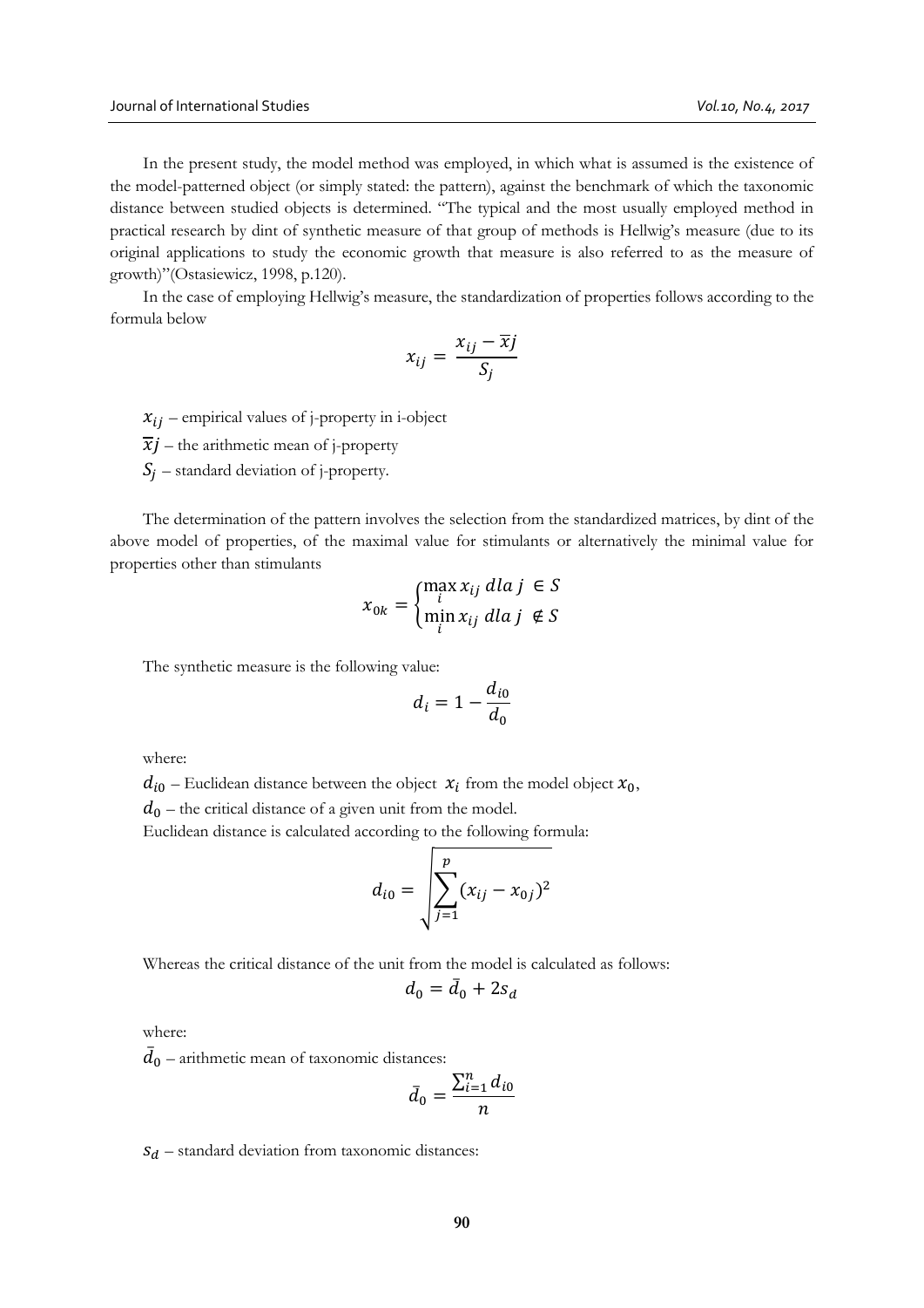In the present study, the model method was employed, in which what is assumed is the existence of the model-patterned object (or simply stated: the pattern), against the benchmark of which the taxonomic distance between studied objects is determined. "The typical and the most usually employed method in practical research by dint of synthetic measure of that group of methods is Hellwig's measure (due to its original applications to study the economic growth that measure is also referred to as the measure of growth)"(Ostasiewicz, 1998, p.120).

In the case of employing Hellwig's measure, the standardization of properties follows according to the formula below

$$x_{ij} = \frac{x_{ij} - \overline{x}j}{S_j}$$

$x_{ij}$ – empirical values of j-property in i-object

$\overline{x}j$ – the arithmetic mean of j-property

$S_j$ – standard deviation of j-property.

The determination of the pattern involves the selection from the standardized matrices, by dint of the above model of properties, of the maximal value for stimulants or alternatively the minimal value for properties other than stimulants

$$x_{0k} = \begin{cases} \max\limits_{i} x_{ij} \; dla \; j \in S \\ \min\limits_{i} x_{ij} \; dla \; j \notin S \end{cases}$$

The synthetic measure is the following value:

$$d_i = 1 - \frac{d_{i0}}{d_0}$$

where:

$d_{i0}$ – Euclidean distance between the object $x_i$ from the model object $x_0$,

$d_0$ – the critical distance of a given unit from the model.

Euclidean distance is calculated according to the following formula:

$$d_{i0} = \sqrt{\sum_{j=1}^{p} (x_{ij} - x_{0j})^2}$$

Whereas the critical distance of the unit from the model is calculated as follows:

$$d_0 = \bar{d}_0 + 2s_d$$

where:

$\bar{d}_0$ – arithmetic mean of taxonomic distances:

$$\bar{d}_0 = \frac{\sum_{i=1}^{n} d_{i0}}{n}$$

$s_d$ – standard deviation from taxonomic distances: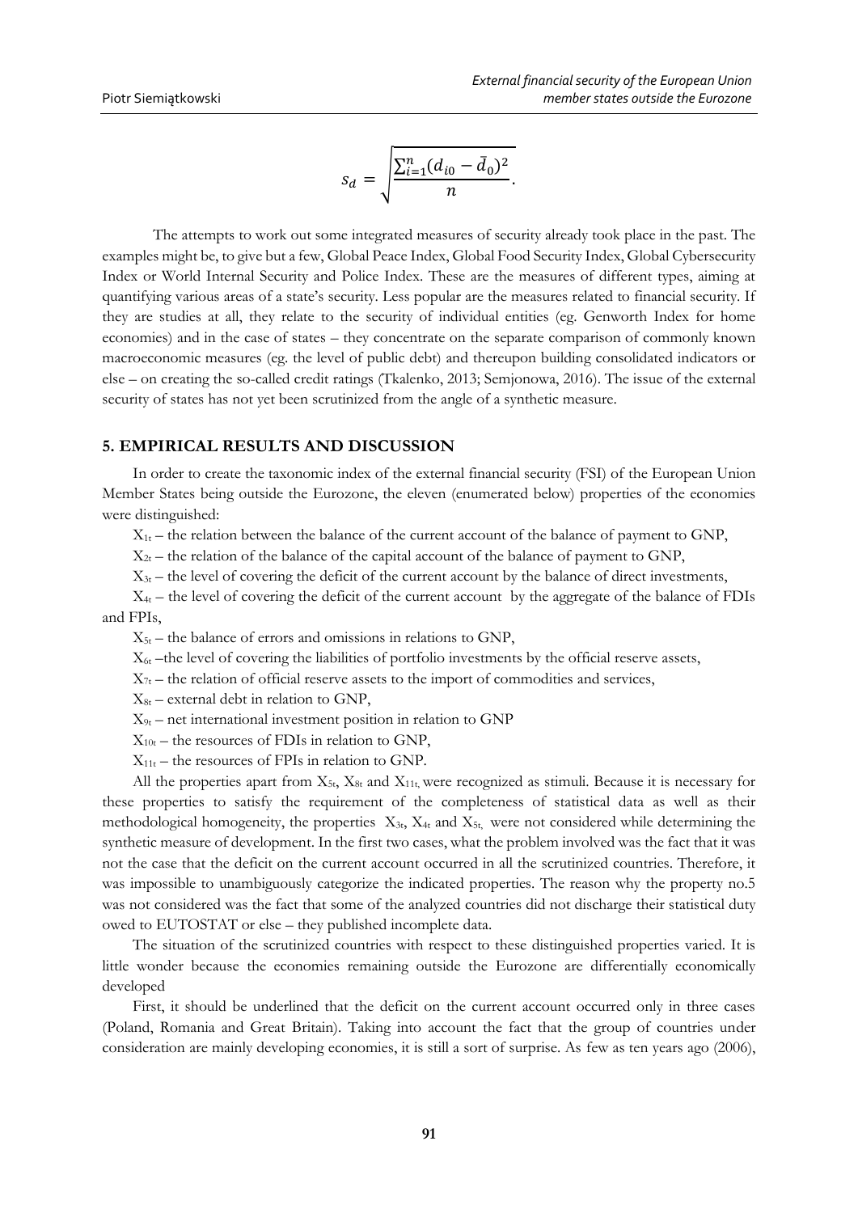$$s_d = \sqrt{\frac{\sum_{i=1}^{n}(d_{i0} - \bar{d}_0)^2}{n}}.$$

The attempts to work out some integrated measures of security already took place in the past. The examples might be, to give but a few, Global Peace Index, Global Food Security Index, Global Cybersecurity Index or World Internal Security and Police Index. These are the measures of different types, aiming at quantifying various areas of a state's security. Less popular are the measures related to financial security. If they are studies at all, they relate to the security of individual entities (eg. Genworth Index for home economies) and in the case of states – they concentrate on the separate comparison of commonly known macroeconomic measures (eg. the level of public debt) and thereupon building consolidated indicators or else – on creating the so-called credit ratings (Tkalenko, 2013; Semjonowa, 2016). The issue of the external security of states has not yet been scrutinized from the angle of a synthetic measure.

## 5. EMPIRICAL RESULTS AND DISCUSSION

In order to create the taxonomic index of the external financial security (FSI) of the European Union Member States being outside the Eurozone, the eleven (enumerated below) properties of the economies were distinguished:

$X_{1t}$ – the relation between the balance of the current account of the balance of payment to GNP,

$X_{2t}$ – the relation of the balance of the capital account of the balance of payment to GNP,

$X_{3t}$ – the level of covering the deficit of the current account by the balance of direct investments,

$X_{4t}$ – the level of covering the deficit of the current account by the aggregate of the balance of FDIs and FPIs,

$X_{5t}$ – the balance of errors and omissions in relations to GNP,

$X_{6t}$ –the level of covering the liabilities of portfolio investments by the official reserve assets,

$X_{7t}$ – the relation of official reserve assets to the import of commodities and services,

$X_{8t}$ – external debt in relation to GNP,

$X_{9t}$ – net international investment position in relation to GNP

$X_{10t}$ – the resources of FDIs in relation to GNP,

$X_{11t}$ – the resources of FPIs in relation to GNP.

All the properties apart from $X_{5t}$, $X_{8t}$ and $X_{11t}$ were recognized as stimuli. Because it is necessary for these properties to satisfy the requirement of the completeness of statistical data as well as their methodological homogeneity, the properties $X_{3t}$, $X_{4t}$ and $X_{5t}$ were not considered while determining the synthetic measure of development. In the first two cases, what the problem involved was the fact that it was not the case that the deficit on the current account occurred in all the scrutinized countries. Therefore, it was impossible to unambiguously categorize the indicated properties. The reason why the property no.5 was not considered was the fact that some of the analyzed countries did not discharge their statistical duty owed to EUTOSTAT or else – they published incomplete data.

The situation of the scrutinized countries with respect to these distinguished properties varied. It is little wonder because the economies remaining outside the Eurozone are differentially economically developed

First, it should be underlined that the deficit on the current account occurred only in three cases (Poland, Romania and Great Britain). Taking into account the fact that the group of countries under consideration are mainly developing economies, it is still a sort of surprise. As few as ten years ago (2006),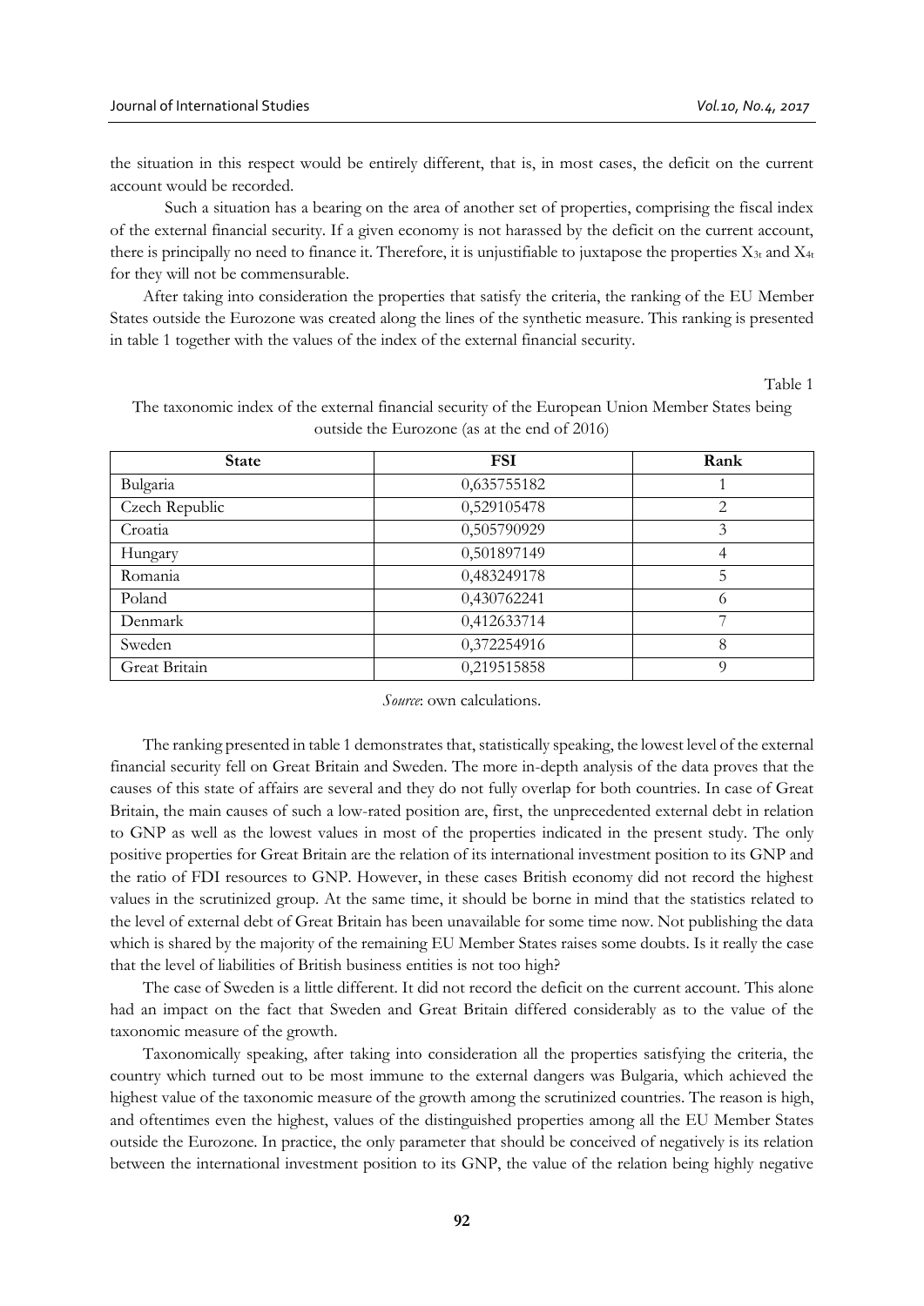the situation in this respect would be entirely different, that is, in most cases, the deficit on the current account would be recorded.

Such a situation has a bearing on the area of another set of properties, comprising the fiscal index of the external financial security. If a given economy is not harassed by the deficit on the current account, there is principally no need to finance it. Therefore, it is unjustifiable to juxtapose the properties $X_{3t}$ and $X_{4t}$ for they will not be commensurable.

After taking into consideration the properties that satisfy the criteria, the ranking of the EU Member States outside the Eurozone was created along the lines of the synthetic measure. This ranking is presented in table 1 together with the values of the index of the external financial security.

Table 1

The taxonomic index of the external financial security of the European Union Member States being outside the Eurozone (as at the end of 2016)

| State | FSI | Rank |
|---|---|---|
| Bulgaria | 0,635755182 | 1 |
| Czech Republic | 0,529105478 | 2 |
| Croatia | 0,505790929 | 3 |
| Hungary | 0,501897149 | 4 |
| Romania | 0,483249178 | 5 |
| Poland | 0,430762241 | 6 |
| Denmark | 0,412633714 | 7 |
| Sweden | 0,372254916 | 8 |
| Great Britain | 0,219515858 | 9 |

*Source*: own calculations.

The ranking presented in table 1 demonstrates that, statistically speaking, the lowest level of the external financial security fell on Great Britain and Sweden. The more in-depth analysis of the data proves that the causes of this state of affairs are several and they do not fully overlap for both countries. In case of Great Britain, the main causes of such a low-rated position are, first, the unprecedented external debt in relation to GNP as well as the lowest values in most of the properties indicated in the present study. The only positive properties for Great Britain are the relation of its international investment position to its GNP and the ratio of FDI resources to GNP. However, in these cases British economy did not record the highest values in the scrutinized group. At the same time, it should be borne in mind that the statistics related to the level of external debt of Great Britain has been unavailable for some time now. Not publishing the data which is shared by the majority of the remaining EU Member States raises some doubts. Is it really the case that the level of liabilities of British business entities is not too high?

The case of Sweden is a little different. It did not record the deficit on the current account. This alone had an impact on the fact that Sweden and Great Britain differed considerably as to the value of the taxonomic measure of the growth.

Taxonomically speaking, after taking into consideration all the properties satisfying the criteria, the country which turned out to be most immune to the external dangers was Bulgaria, which achieved the highest value of the taxonomic measure of the growth among the scrutinized countries. The reason is high, and oftentimes even the highest, values of the distinguished properties among all the EU Member States outside the Eurozone. In practice, the only parameter that should be conceived of negatively is its relation between the international investment position to its GNP, the value of the relation being highly negative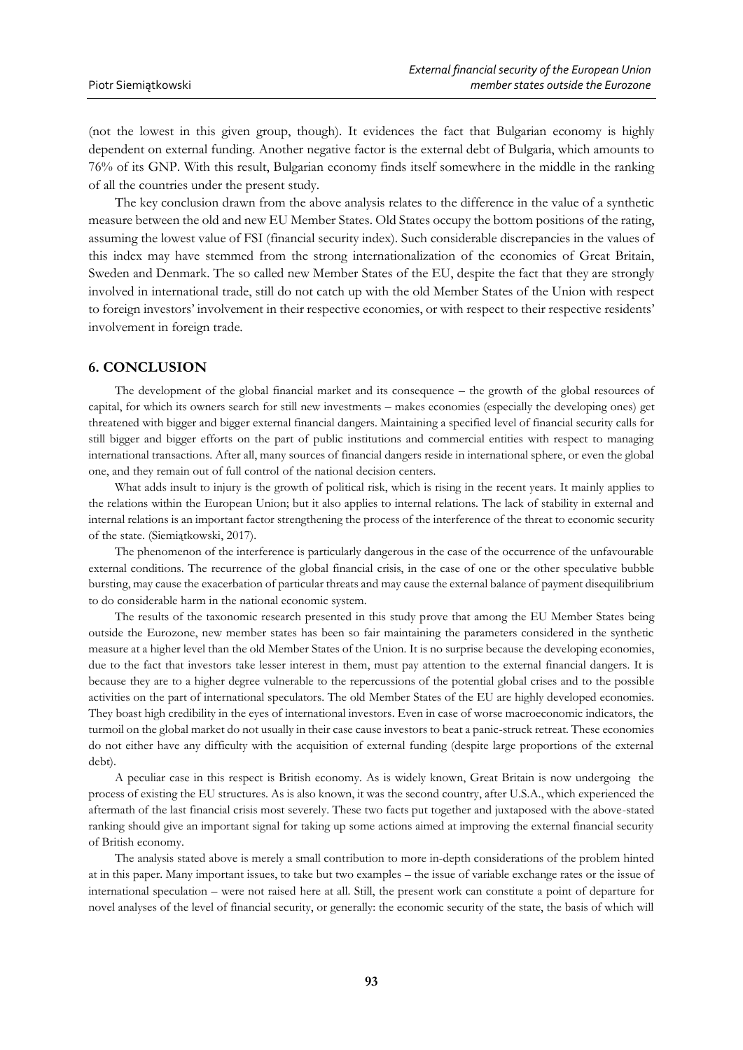(not the lowest in this given group, though). It evidences the fact that Bulgarian economy is highly dependent on external funding. Another negative factor is the external debt of Bulgaria, which amounts to 76% of its GNP. With this result, Bulgarian economy finds itself somewhere in the middle in the ranking of all the countries under the present study.

The key conclusion drawn from the above analysis relates to the difference in the value of a synthetic measure between the old and new EU Member States. Old States occupy the bottom positions of the rating, assuming the lowest value of FSI (financial security index). Such considerable discrepancies in the values of this index may have stemmed from the strong internationalization of the economies of Great Britain, Sweden and Denmark. The so called new Member States of the EU, despite the fact that they are strongly involved in international trade, still do not catch up with the old Member States of the Union with respect to foreign investors' involvement in their respective economies, or with respect to their respective residents' involvement in foreign trade.

## 6. CONCLUSION

The development of the global financial market and its consequence – the growth of the global resources of capital, for which its owners search for still new investments – makes economies (especially the developing ones) get threatened with bigger and bigger external financial dangers. Maintaining a specified level of financial security calls for still bigger and bigger efforts on the part of public institutions and commercial entities with respect to managing international transactions. After all, many sources of financial dangers reside in international sphere, or even the global one, and they remain out of full control of the national decision centers.

What adds insult to injury is the growth of political risk, which is rising in the recent years. It mainly applies to the relations within the European Union; but it also applies to internal relations. The lack of stability in external and internal relations is an important factor strengthening the process of the interference of the threat to economic security of the state. (Siemiątkowski, 2017).

The phenomenon of the interference is particularly dangerous in the case of the occurrence of the unfavourable external conditions. The recurrence of the global financial crisis, in the case of one or the other speculative bubble bursting, may cause the exacerbation of particular threats and may cause the external balance of payment disequilibrium to do considerable harm in the national economic system.

The results of the taxonomic research presented in this study prove that among the EU Member States being outside the Eurozone, new member states has been so fair maintaining the parameters considered in the synthetic measure at a higher level than the old Member States of the Union. It is no surprise because the developing economies, due to the fact that investors take lesser interest in them, must pay attention to the external financial dangers. It is because they are to a higher degree vulnerable to the repercussions of the potential global crises and to the possible activities on the part of international speculators. The old Member States of the EU are highly developed economies. They boast high credibility in the eyes of international investors. Even in case of worse macroeconomic indicators, the turmoil on the global market do not usually in their case cause investors to beat a panic-struck retreat. These economies do not either have any difficulty with the acquisition of external funding (despite large proportions of the external debt).

A peculiar case in this respect is British economy. As is widely known, Great Britain is now undergoing the process of existing the EU structures. As is also known, it was the second country, after U.S.A., which experienced the aftermath of the last financial crisis most severely. These two facts put together and juxtaposed with the above-stated ranking should give an important signal for taking up some actions aimed at improving the external financial security of British economy.

The analysis stated above is merely a small contribution to more in-depth considerations of the problem hinted at in this paper. Many important issues, to take but two examples – the issue of variable exchange rates or the issue of international speculation – were not raised here at all. Still, the present work can constitute a point of departure for novel analyses of the level of financial security, or generally: the economic security of the state, the basis of which will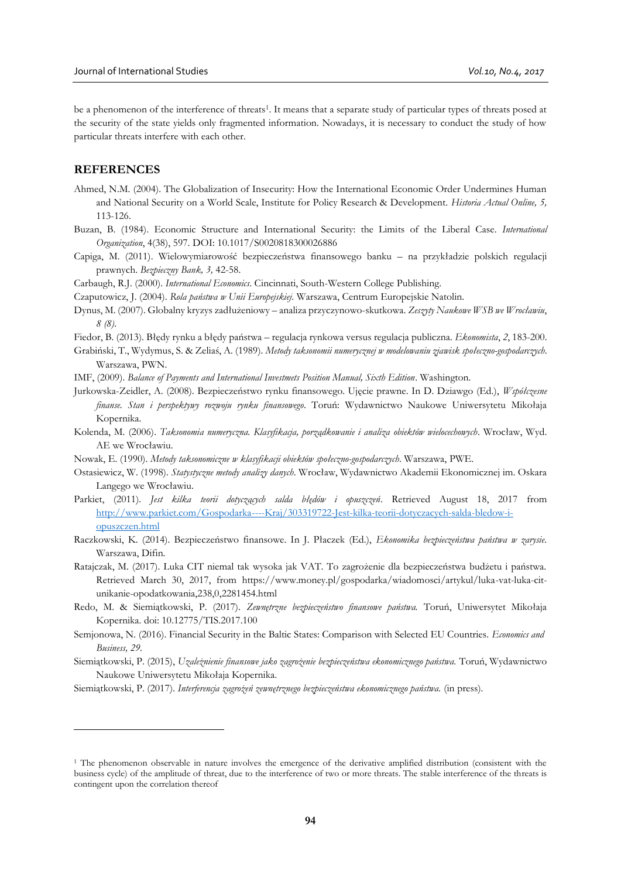be a phenomenon of the interference of threats[1]. It means that a separate study of particular types of threats posed at the security of the state yields only fragmented information. Nowadays, it is necessary to conduct the study of how particular threats interfere with each other.

## REFERENCES

Ahmed, N.M. (2004). The Globalization of Insecurity: How the International Economic Order Undermines Human and National Security on a World Scale, Institute for Policy Research & Development. *Historia Actual Online, 5,* 113-126.

Buzan, B. (1984). Economic Structure and International Security: the Limits of the Liberal Case. *International Organization*, 4(38), 597. DOI: 10.1017/S0020818300026886

Capiga, M. (2011). Wielowymiarowość bezpieczeństwa finansowego banku – na przykładzie polskich regulacji prawnych. *Bezpieczny Bank, 3,* 42-58.

Carbaugh, R.J. (2000). *International Economics*. Cincinnati, South-Western College Publishing.

Czaputowicz, J. (2004). *Rola państwa w Unii Europejskiej*. Warszawa, Centrum Europejskie Natolin.

Dynus, M. (2007). Globalny kryzys zadłużeniowy – analiza przyczynowo-skutkowa. *Zeszyty Naukowe WSB we Wrocławiu*, *8 (8)*.

Fiedor, B. (2013). Błędy rynku a błędy państwa – regulacja rynkowa versus regulacja publiczna. *Ekonomista*, *2*, 183-200.

Grabiński, T., Wydymus, S. & Zeliaś, A. (1989). *Metody taksonomii numerycznej w modelowaniu zjawisk społeczno-gospodarczych*. Warszawa, PWN.

IMF, (2009). *Balance of Payments and International Investmets Position Manual, Sixth Edition*. Washington.

Jurkowska-Zeidler, A. (2008). Bezpieczeństwo rynku finansowego. Ujęcie prawne. In D. Dziawgo (Ed.), *Współczesne finanse. Stan i perspektywy rozwoju rynku finansowego*. Toruń: Wydawnictwo Naukowe Uniwersytetu Mikołaja Kopernika.

Kolenda, M. (2006). *Taksonomia numeryczna. Klasyfikacja, porządkowanie i analiza obiektów wielocechowych*. Wrocław, Wyd. AE we Wrocławiu.

Nowak, E. (1990). *Metody taksonomiczne w klasyfikacji obiektów społeczno-gospodarczych*. Warszawa, PWE.

Ostasiewicz, W. (1998). *Statystyczne metody analizy danych*. Wrocław, Wydawnictwo Akademii Ekonomicznej im. Oskara Langego we Wrocławiu.

Parkiet, (2011). *Jest kilka teorii dotyczących salda błędów i opuszczeń*. Retrieved August 18, 2017 from http://www.parkiet.com/Gospodarka----Kraj/303319722-Jest-kilka-teorii-dotyczacych-salda-bledow-i-opuszczen.html

Raczkowski, K. (2014). Bezpieczeństwo finansowe. In J. Płaczek (Ed.), *Ekonomika bezpieczeństwa państwa w zarysie*. Warszawa, Difin.

Ratajczak, M. (2017). Luka CIT niemal tak wysoka jak VAT. To zagrożenie dla bezpieczeństwa budżetu i państwa. Retrieved March 30, 2017, from https://www.money.pl/gospodarka/wiadomosci/artykul/luka-vat-luka-cit-unikanie-opodatkowania,238,0,2281454.html

Redo, M. & Siemiątkowski, P. (2017). *Zewnętrzne bezpieczeństwo finansowe państwa.* Toruń, Uniwersytet Mikołaja Kopernika. doi: 10.12775/TIS.2017.100

Semjonowa, N. (2016). Financial Security in the Baltic States: Comparison with Selected EU Countries. *Economics and Business, 29*.

Siemiątkowski, P. (2015), *Uzależnienie finansowe jako zagrożenie bezpieczeństwa ekonomicznego państwa.* Toruń, Wydawnictwo Naukowe Uniwersytetu Mikołaja Kopernika.

Siemiątkowski, P. (2017). *Interferencja zagrożeń zewnętrznego bezpieczeństwa ekonomicznego państwa.* (in press).

---

[1] The phenomenon observable in nature involves the emergence of the derivative amplified distribution (consistent with the business cycle) of the amplitude of threat, due to the interference of two or more threats. The stable interference of the threats is contingent upon the correlation thereof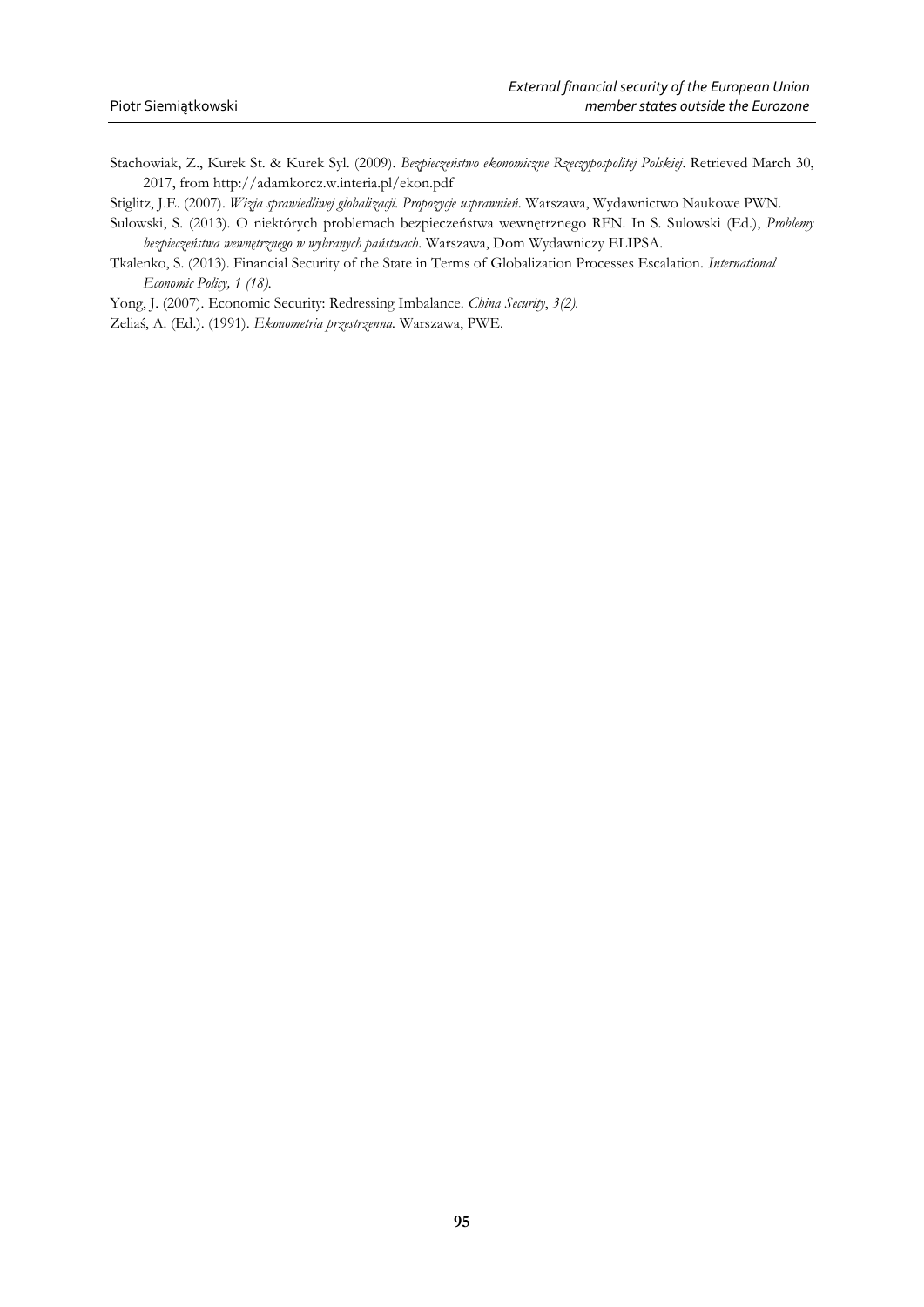Stachowiak, Z., Kurek St. & Kurek Syl. (2009). *Bezpieczeństwo ekonomiczne Rzeczypospolitej Polskiej*. Retrieved March 30, 2017, from http://adamkorcz.w.interia.pl/ekon.pdf

Stiglitz, J.E. (2007). *Wizja sprawiedliwej globalizacji. Propozycje usprawnień*. Warszawa, Wydawnictwo Naukowe PWN.

Sulowski, S. (2013). O niektórych problemach bezpieczeństwa wewnętrznego RFN. In S. Sulowski (Ed.), *Problemy bezpieczeństwa wewnętrznego w wybranych państwach*. Warszawa, Dom Wydawniczy ELIPSA.

Tkalenko, S. (2013). Financial Security of the State in Terms of Globalization Processes Escalation. *International Economic Policy, 1 (18).*

Yong, J. (2007). Economic Security: Redressing Imbalance. *China Security*, *3(2).*

Zeliaś, A. (Ed.). (1991). *Ekonometria przestrzenna.* Warszawa, PWE.